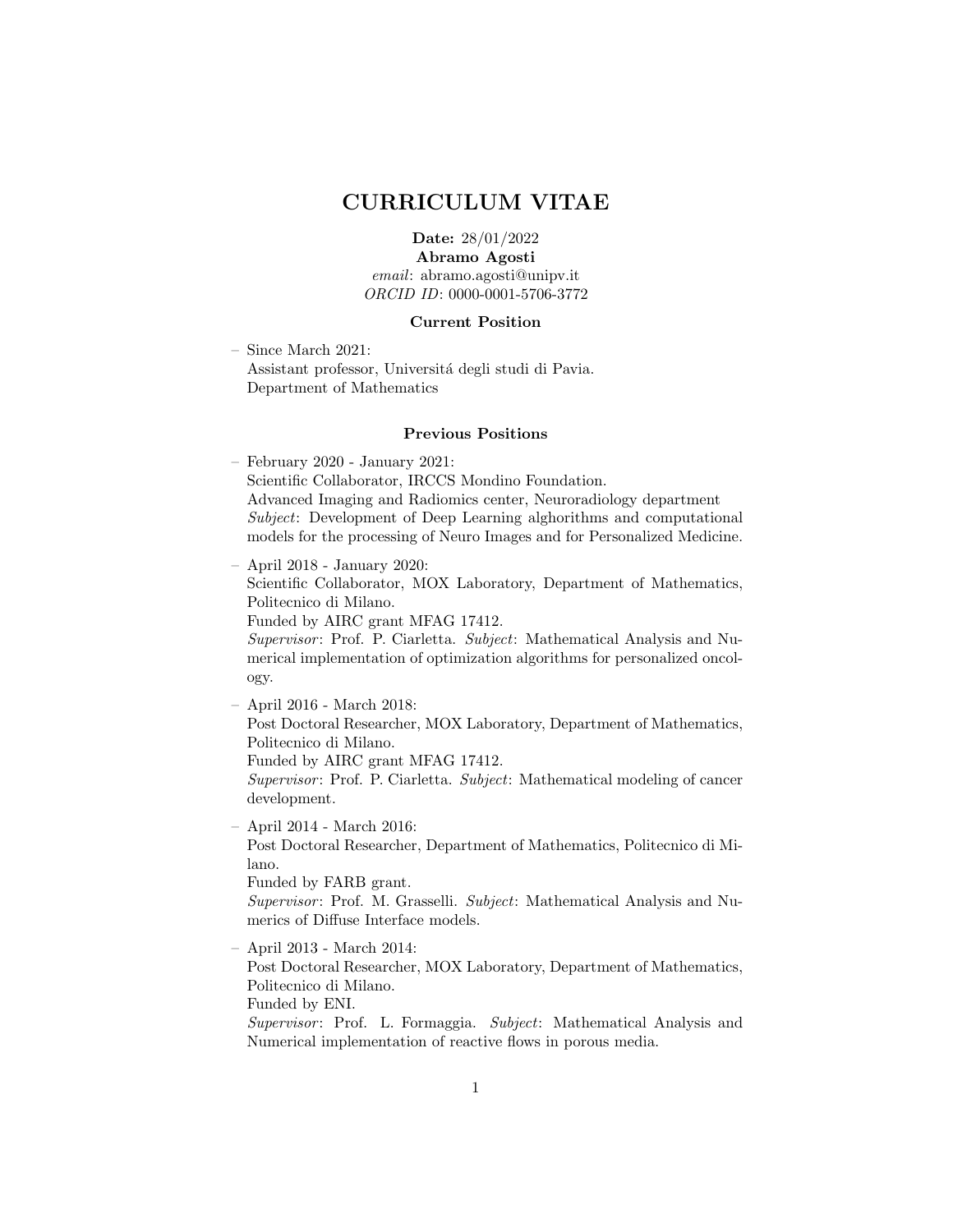# CURRICULUM VITAE

**Date:** 28/01/2022
**Abramo Agosti**
*email*: abramo.agosti@unipv.it
*ORCID ID*: 0000-0001-5706-3772

### Current Position

– Since March 2021:
Assistant professor, Universitá degli studi di Pavia.
Department of Mathematics

### Previous Positions

– February 2020 - January 2021:
Scientific Collaborator, IRCCS Mondino Foundation.
Advanced Imaging and Radiomics center, Neuroradiology department
*Subject*: Development of Deep Learning alghorithms and computational models for the processing of Neuro Images and for Personalized Medicine.

– April 2018 - January 2020:
Scientific Collaborator, MOX Laboratory, Department of Mathematics, Politecnico di Milano.
Funded by AIRC grant MFAG 17412.
*Supervisor*: Prof. P. Ciarletta. *Subject*: Mathematical Analysis and Numerical implementation of optimization algorithms for personalized oncology.

– April 2016 - March 2018:
Post Doctoral Researcher, MOX Laboratory, Department of Mathematics, Politecnico di Milano.
Funded by AIRC grant MFAG 17412.
*Supervisor*: Prof. P. Ciarletta. *Subject*: Mathematical modeling of cancer development.

– April 2014 - March 2016:
Post Doctoral Researcher, Department of Mathematics, Politecnico di Milano.
Funded by FARB grant.
*Supervisor*: Prof. M. Grasselli. *Subject*: Mathematical Analysis and Numerics of Diffuse Interface models.

– April 2013 - March 2014:
Post Doctoral Researcher, MOX Laboratory, Department of Mathematics, Politecnico di Milano.
Funded by ENI.
*Supervisor*: Prof. L. Formaggia. *Subject*: Mathematical Analysis and Numerical implementation of reactive flows in porous media.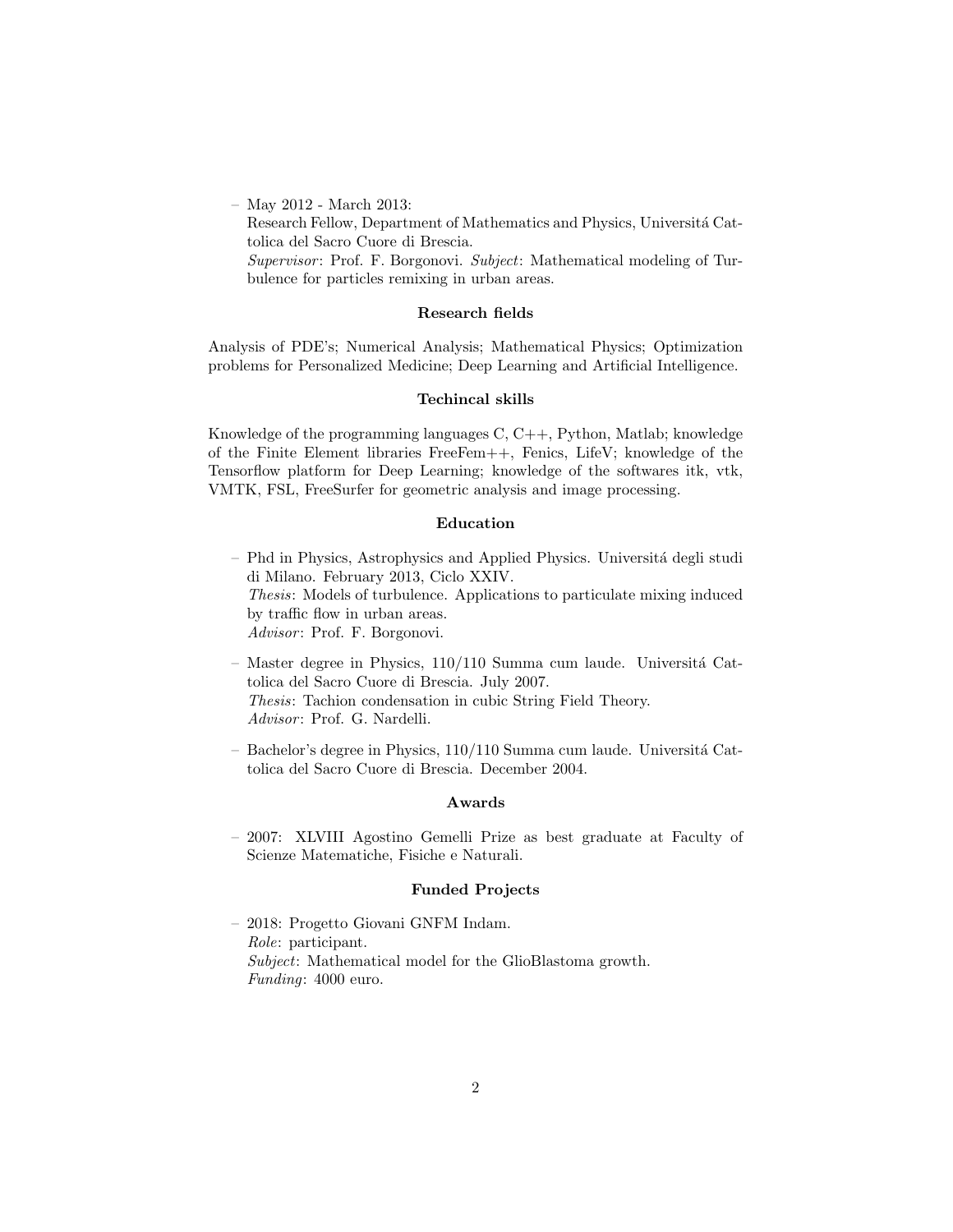- May 2012 - March 2013:
  Research Fellow, Department of Mathematics and Physics, Universitá Cattolica del Sacro Cuore di Brescia.
  *Supervisor*: Prof. F. Borgonovi. *Subject*: Mathematical modeling of Turbulence for particles remixing in urban areas.

**Research fields**

Analysis of PDE's; Numerical Analysis; Mathematical Physics; Optimization problems for Personalized Medicine; Deep Learning and Artificial Intelligence.

**Techincal skills**

Knowledge of the programming languages C, C++, Python, Matlab; knowledge of the Finite Element libraries FreeFem++, Fenics, LifeV; knowledge of the Tensorflow platform for Deep Learning; knowledge of the softwares itk, vtk, VMTK, FSL, FreeSurfer for geometric analysis and image processing.

**Education**

- Phd in Physics, Astrophysics and Applied Physics. Universitá degli studi di Milano. February 2013, Ciclo XXIV.
  *Thesis*: Models of turbulence. Applications to particulate mixing induced by traffic flow in urban areas.
  *Advisor*: Prof. F. Borgonovi.
- Master degree in Physics, 110/110 Summa cum laude. Universitá Cattolica del Sacro Cuore di Brescia. July 2007.
  *Thesis*: Tachion condensation in cubic String Field Theory.
  *Advisor*: Prof. G. Nardelli.
- Bachelor's degree in Physics, 110/110 Summa cum laude. Universitá Cattolica del Sacro Cuore di Brescia. December 2004.

**Awards**

- 2007: XLVIII Agostino Gemelli Prize as best graduate at Faculty of Scienze Matematiche, Fisiche e Naturali.

**Funded Projects**

- 2018: Progetto Giovani GNFM Indam.
  *Role*: participant.
  *Subject*: Mathematical model for the GlioBlastoma growth.
  *Funding*: 4000 euro.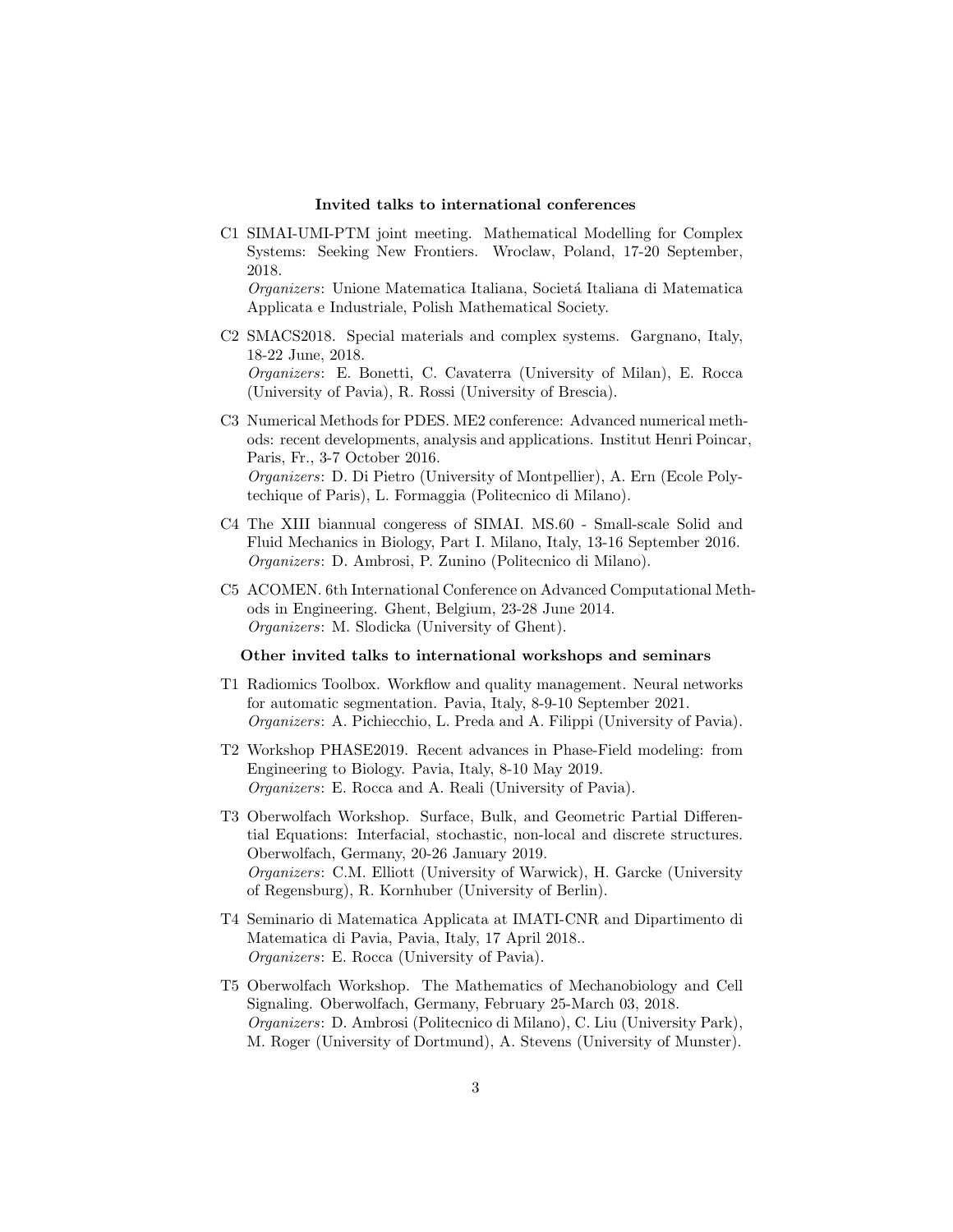**Invited talks to international conferences**

C1 SIMAI-UMI-PTM joint meeting. Mathematical Modelling for Complex Systems: Seeking New Frontiers. Wroclaw, Poland, 17-20 September, 2018.
*Organizers*: Unione Matematica Italiana, Societá Italiana di Matematica Applicata e Industriale, Polish Mathematical Society.

C2 SMACS2018. Special materials and complex systems. Gargnano, Italy, 18-22 June, 2018.
*Organizers*: E. Bonetti, C. Cavaterra (University of Milan), E. Rocca (University of Pavia), R. Rossi (University of Brescia).

C3 Numerical Methods for PDES. ME2 conference: Advanced numerical methods: recent developments, analysis and applications. Institut Henri Poincar, Paris, Fr., 3-7 October 2016.
*Organizers*: D. Di Pietro (University of Montpellier), A. Ern (Ecole Polytechique of Paris), L. Formaggia (Politecnico di Milano).

C4 The XIII biannual congeress of SIMAI. MS.60 - Small-scale Solid and Fluid Mechanics in Biology, Part I. Milano, Italy, 13-16 September 2016.
*Organizers*: D. Ambrosi, P. Zunino (Politecnico di Milano).

C5 ACOMEN. 6th International Conference on Advanced Computational Methods in Engineering. Ghent, Belgium, 23-28 June 2014.
*Organizers*: M. Slodicka (University of Ghent).

**Other invited talks to international workshops and seminars**

T1 Radiomics Toolbox. Workflow and quality management. Neural networks for automatic segmentation. Pavia, Italy, 8-9-10 September 2021.
*Organizers*: A. Pichiecchio, L. Preda and A. Filippi (University of Pavia).

T2 Workshop PHASE2019. Recent advances in Phase-Field modeling: from Engineering to Biology. Pavia, Italy, 8-10 May 2019.
*Organizers*: E. Rocca and A. Reali (University of Pavia).

T3 Oberwolfach Workshop. Surface, Bulk, and Geometric Partial Differential Equations: Interfacial, stochastic, non-local and discrete structures. Oberwolfach, Germany, 20-26 January 2019.
*Organizers*: C.M. Elliott (University of Warwick), H. Garcke (University of Regensburg), R. Kornhuber (University of Berlin).

T4 Seminario di Matematica Applicata at IMATI-CNR and Dipartimento di Matematica di Pavia, Pavia, Italy, 17 April 2018..
*Organizers*: E. Rocca (University of Pavia).

T5 Oberwolfach Workshop. The Mathematics of Mechanobiology and Cell Signaling. Oberwolfach, Germany, February 25-March 03, 2018.
*Organizers*: D. Ambrosi (Politecnico di Milano), C. Liu (University Park), M. Roger (University of Dortmund), A. Stevens (University of Munster).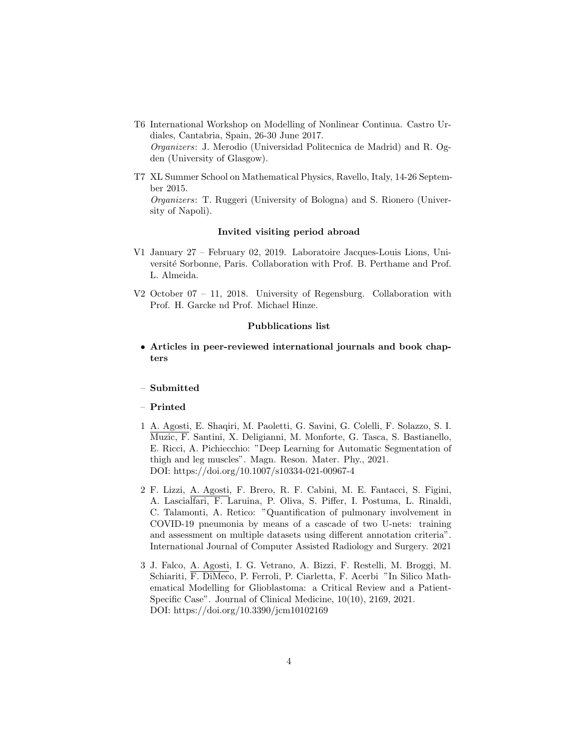T6 International Workshop on Modelling of Nonlinear Continua. Castro Urdiales, Cantabria, Spain, 26-30 June 2017.
*Organizers*: J. Merodio (Universidad Politecnica de Madrid) and R. Ogden (University of Glasgow).

T7 XL Summer School on Mathematical Physics, Ravello, Italy, 14-26 September 2015.
*Organizers*: T. Ruggeri (University of Bologna) and S. Rionero (University of Napoli).

### Invited visiting period abroad

V1 January 27 – February 02, 2019. Laboratoire Jacques-Louis Lions, Université Sorbonne, Paris. Collaboration with Prof. B. Perthame and Prof. L. Almeida.

V2 October 07 – 11, 2018. University of Regensburg. Collaboration with Prof. H. Garcke nd Prof. Michael Hinze.

### Pubblications list

- **Articles in peer-reviewed international journals and book chapters**

– **Submitted**

– **Printed**

1 A. Agosti, E. Shaqiri, M. Paoletti, G. Savini, G. Colelli, F. Solazzo, S. I. Muzic, F. Santini, X. Deligianni, M. Monforte, G. Tasca, S. Bastianello, E. Ricci, A. Pichiecchio: "Deep Learning for Automatic Segmentation of thigh and leg muscles". Magn. Reson. Mater. Phy., 2021.
DOI: https://doi.org/10.1007/s10334-021-00967-4

2 F. Lizzi, A. Agosti, F. Brero, R. F. Cabini, M. E. Fantacci, S. Figini, A. Lascialfari, F. Laruina, P. Oliva, S. Piffer, I. Postuma, L. Rinaldi, C. Talamonti, A. Retico: "Quantification of pulmonary involvement in COVID-19 pneumonia by means of a cascade of two U-nets: training and assessment on multiple datasets using different annotation criteria". International Journal of Computer Assisted Radiology and Surgery. 2021

3 J. Falco, A. Agosti, I. G. Vetrano, A. Bizzi, F. Restelli, M. Broggi, M. Schiariti, F. DiMeco, P. Ferroli, P. Ciarletta, F. Acerbi "In Silico Mathematical Modelling for Glioblastoma: a Critical Review and a Patient-Specific Case". Journal of Clinical Medicine, 10(10), 2169, 2021.
DOI: https://doi.org/10.3390/jcm10102169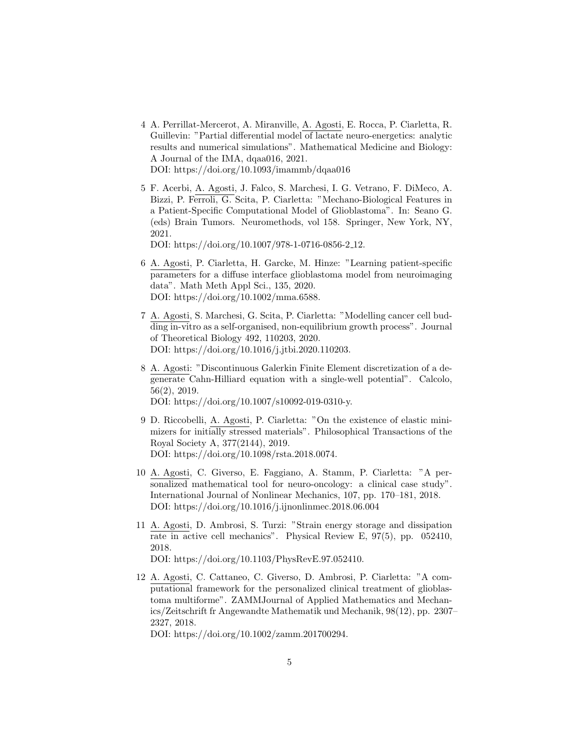4 A. Perrillat-Mercerot, A. Miranville, A. Agosti, E. Rocca, P. Ciarletta, R. Guillevin: "Partial differential model of lactate neuro-energetics: analytic results and numerical simulations". Mathematical Medicine and Biology: A Journal of the IMA, dqaa016, 2021.
DOI: https://doi.org/10.1093/imammb/dqaa016

5 F. Acerbi, A. Agosti, J. Falco, S. Marchesi, I. G. Vetrano, F. DiMeco, A. Bizzi, P. Ferroli, G. Scita, P. Ciarletta: "Mechano-Biological Features in a Patient-Specific Computational Model of Glioblastoma". In: Seano G. (eds) Brain Tumors. Neuromethods, vol 158. Springer, New York, NY, 2021.
DOI: https://doi.org/10.1007/978-1-0716-0856-2_12.

6 A. Agosti, P. Ciarletta, H. Garcke, M. Hinze: "Learning patient-specific parameters for a diffuse interface glioblastoma model from neuroimaging data". Math Meth Appl Sci., 135, 2020.
DOI: https://doi.org/10.1002/mma.6588.

7 A. Agosti, S. Marchesi, G. Scita, P. Ciarletta: "Modelling cancer cell budding in-vitro as a self-organised, non-equilibrium growth process". Journal of Theoretical Biology 492, 110203, 2020.
DOI: https://doi.org/10.1016/j.jtbi.2020.110203.

8 A. Agosti: "Discontinuous Galerkin Finite Element discretization of a degenerate Cahn-Hilliard equation with a single-well potential". Calcolo, 56(2), 2019.
DOI: https://doi.org/10.1007/s10092-019-0310-y.

9 D. Riccobelli, A. Agosti, P. Ciarletta: "On the existence of elastic minimizers for initially stressed materials". Philosophical Transactions of the Royal Society A, 377(2144), 2019.
DOI: https://doi.org/10.1098/rsta.2018.0074.

10 A. Agosti, C. Giverso, E. Faggiano, A. Stamm, P. Ciarletta: "A personalized mathematical tool for neuro-oncology: a clinical case study". International Journal of Nonlinear Mechanics, 107, pp. 170–181, 2018.
DOI: https://doi.org/10.1016/j.ijnonlinmec.2018.06.004

11 A. Agosti, D. Ambrosi, S. Turzi: "Strain energy storage and dissipation rate in active cell mechanics". Physical Review E, 97(5), pp. 052410, 2018.
DOI: https://doi.org/10.1103/PhysRevE.97.052410.

12 A. Agosti, C. Cattaneo, C. Giverso, D. Ambrosi, P. Ciarletta: "A computational framework for the personalized clinical treatment of glioblastoma multiforme". ZAMMJournal of Applied Mathematics and Mechanics/Zeitschrift fr Angewandte Mathematik und Mechanik, 98(12), pp. 2307–2327, 2018.
DOI: https://doi.org/10.1002/zamm.201700294.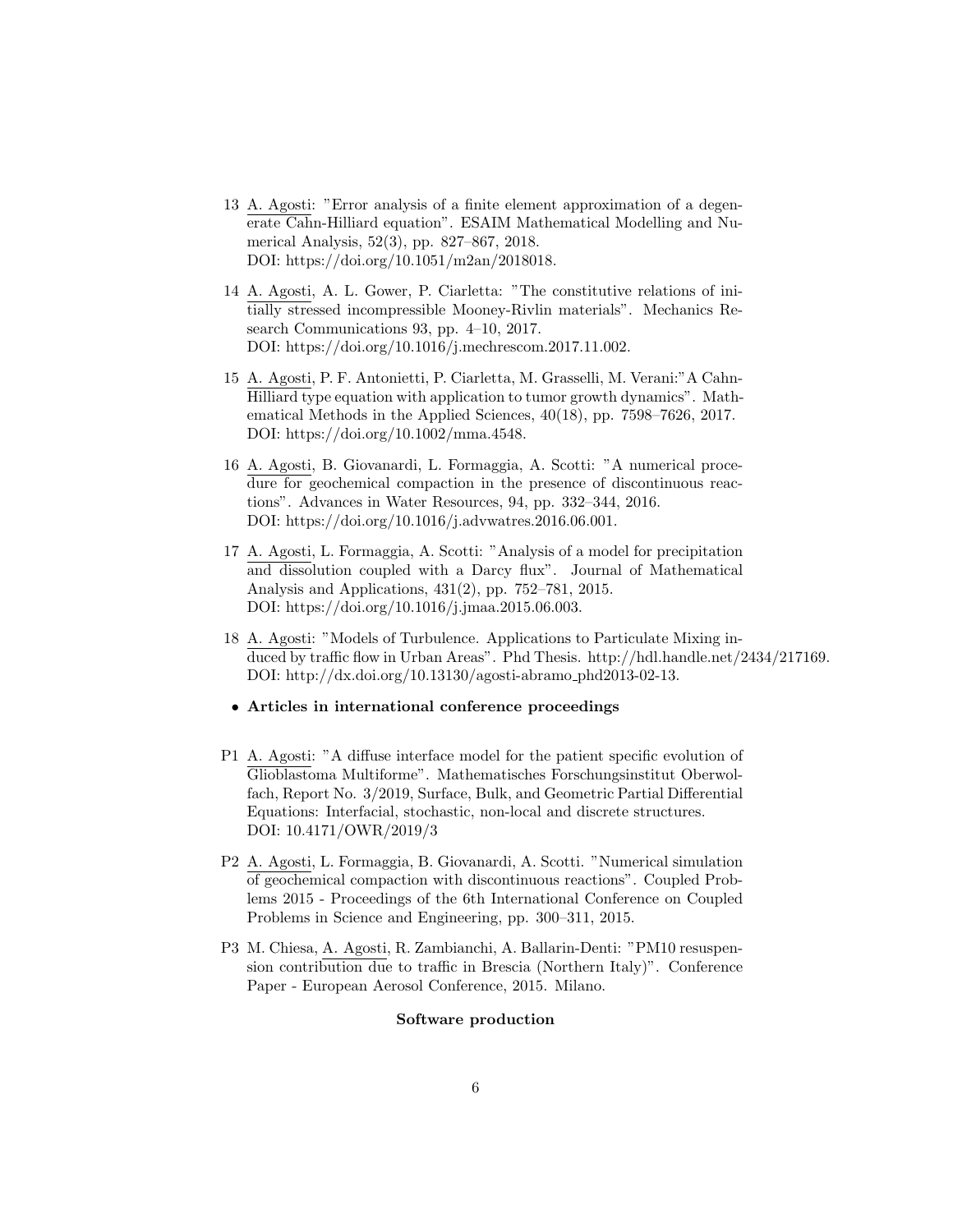13 A. Agosti: "Error analysis of a finite element approximation of a degenerate Cahn-Hilliard equation". ESAIM Mathematical Modelling and Numerical Analysis, 52(3), pp. 827–867, 2018.
DOI: https://doi.org/10.1051/m2an/2018018.

14 A. Agosti, A. L. Gower, P. Ciarletta: "The constitutive relations of initially stressed incompressible Mooney-Rivlin materials". Mechanics Research Communications 93, pp. 4–10, 2017.
DOI: https://doi.org/10.1016/j.mechrescom.2017.11.002.

15 A. Agosti, P. F. Antonietti, P. Ciarletta, M. Grasselli, M. Verani:"A Cahn-Hilliard type equation with application to tumor growth dynamics". Mathematical Methods in the Applied Sciences, 40(18), pp. 7598–7626, 2017.
DOI: https://doi.org/10.1002/mma.4548.

16 A. Agosti, B. Giovanardi, L. Formaggia, A. Scotti: "A numerical procedure for geochemical compaction in the presence of discontinuous reactions". Advances in Water Resources, 94, pp. 332–344, 2016.
DOI: https://doi.org/10.1016/j.advwatres.2016.06.001.

17 A. Agosti, L. Formaggia, A. Scotti: "Analysis of a model for precipitation and dissolution coupled with a Darcy flux". Journal of Mathematical Analysis and Applications, 431(2), pp. 752–781, 2015.
DOI: https://doi.org/10.1016/j.jmaa.2015.06.003.

18 A. Agosti: "Models of Turbulence. Applications to Particulate Mixing induced by traffic flow in Urban Areas". Phd Thesis. http://hdl.handle.net/2434/217169.
DOI: http://dx.doi.org/10.13130/agosti-abramo_phd2013-02-13.

- **Articles in international conference proceedings**

P1 A. Agosti: "A diffuse interface model for the patient specific evolution of Glioblastoma Multiforme". Mathematisches Forschungsinstitut Oberwolfach, Report No. 3/2019, Surface, Bulk, and Geometric Partial Differential Equations: Interfacial, stochastic, non-local and discrete structures.
DOI: 10.4171/OWR/2019/3

P2 A. Agosti, L. Formaggia, B. Giovanardi, A. Scotti. "Numerical simulation of geochemical compaction with discontinuous reactions". Coupled Problems 2015 - Proceedings of the 6th International Conference on Coupled Problems in Science and Engineering, pp. 300–311, 2015.

P3 M. Chiesa, A. Agosti, R. Zambianchi, A. Ballarin-Denti: "PM10 resuspension contribution due to traffic in Brescia (Northern Italy)". Conference Paper - European Aerosol Conference, 2015. Milano.

**Software production**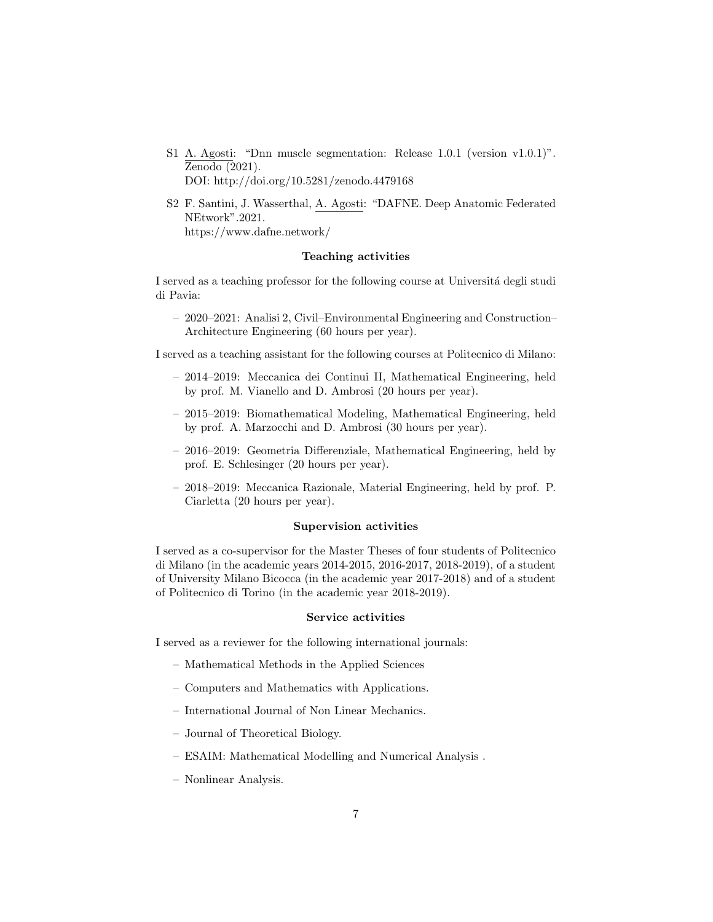S1 A. Agosti: "Dnn muscle segmentation: Release 1.0.1 (version v1.0.1)". Zenodo (2021).
DOI: http://doi.org/10.5281/zenodo.4479168

S2 F. Santini, J. Wasserthal, A. Agosti: "DAFNE. Deep Anatomic Federated NEtwork".2021.
https://www.dafne.network/

**Teaching activities**

I served as a teaching professor for the following course at Universitá degli studi di Pavia:

- 2020–2021: Analisi 2, Civil–Environmental Engineering and Construction–Architecture Engineering (60 hours per year).

I served as a teaching assistant for the following courses at Politecnico di Milano:

- 2014–2019: Meccanica dei Continui II, Mathematical Engineering, held by prof. M. Vianello and D. Ambrosi (20 hours per year).
- 2015–2019: Biomathematical Modeling, Mathematical Engineering, held by prof. A. Marzocchi and D. Ambrosi (30 hours per year).
- 2016–2019: Geometria Differenziale, Mathematical Engineering, held by prof. E. Schlesinger (20 hours per year).
- 2018–2019: Meccanica Razionale, Material Engineering, held by prof. P. Ciarletta (20 hours per year).

**Supervision activities**

I served as a co-supervisor for the Master Theses of four students of Politecnico di Milano (in the academic years 2014-2015, 2016-2017, 2018-2019), of a student of University Milano Bicocca (in the academic year 2017-2018) and of a student of Politecnico di Torino (in the academic year 2018-2019).

**Service activities**

I served as a reviewer for the following international journals:

- Mathematical Methods in the Applied Sciences
- Computers and Mathematics with Applications.
- International Journal of Non Linear Mechanics.
- Journal of Theoretical Biology.
- ESAIM: Mathematical Modelling and Numerical Analysis .
- Nonlinear Analysis.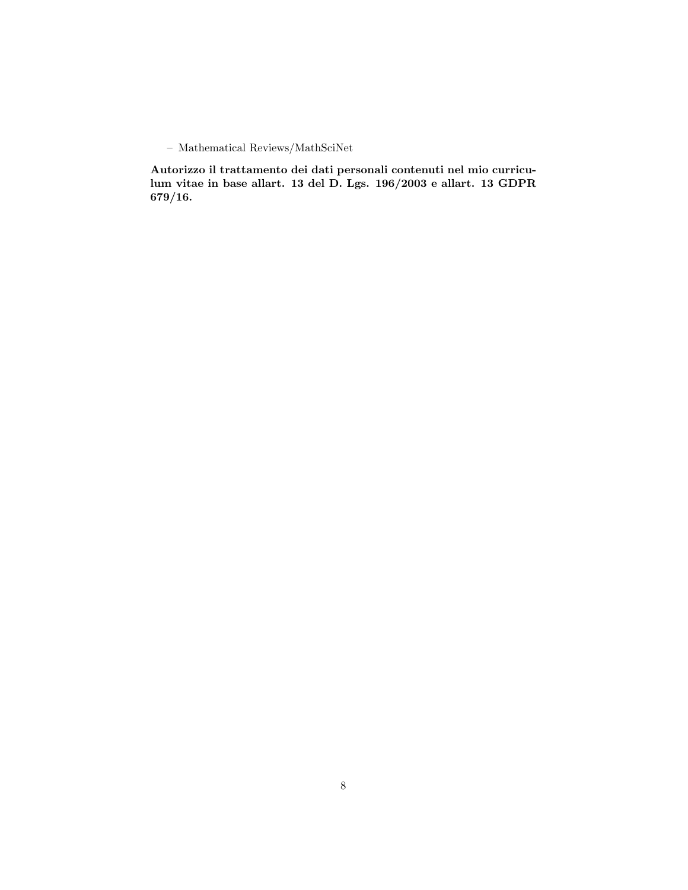– Mathematical Reviews/MathSciNet

**Autorizzo il trattamento dei dati personali contenuti nel mio curriculum vitae in base allart. 13 del D. Lgs. 196/2003 e allart. 13 GDPR 679/16.**